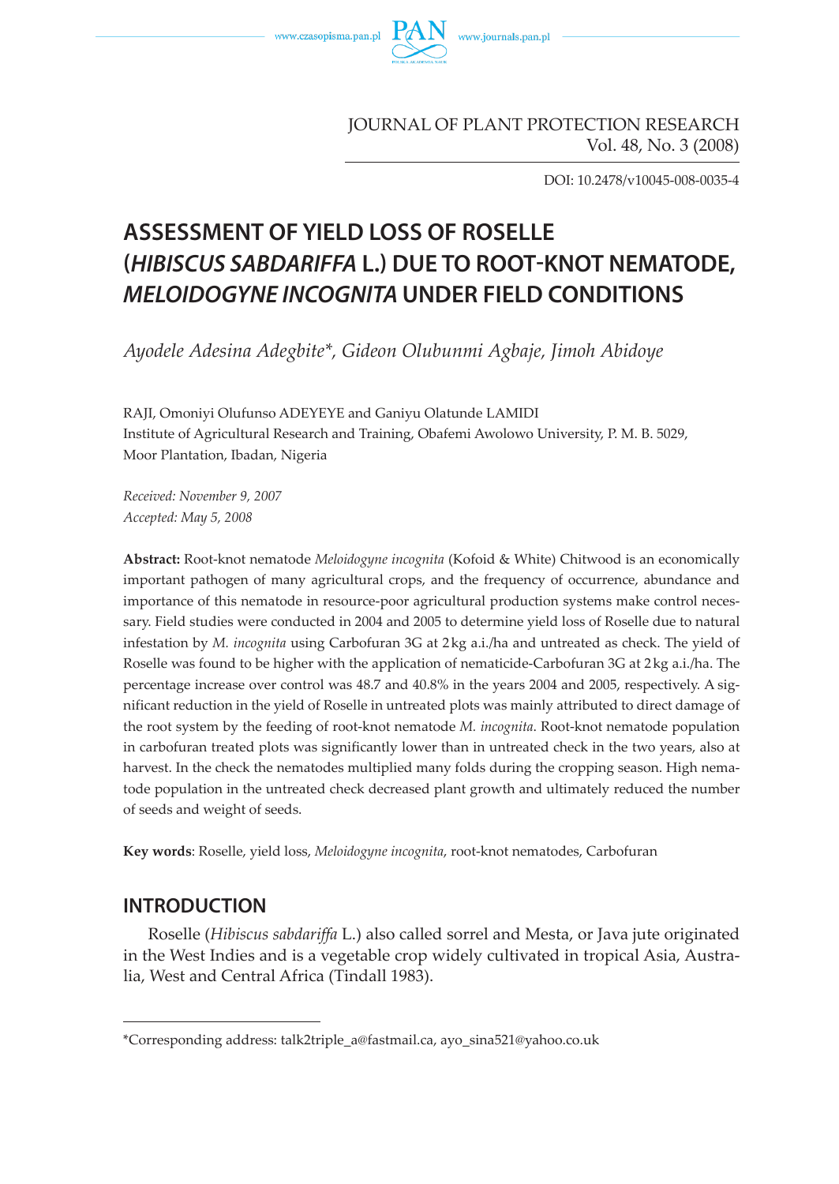JOURNAL OF PLANT PROTECTION RESEARCH
Vol. 48, No. 3 (2008)

DOI: 10.2478/v10045-008-0035-4

# ASSESSMENT OF YIELD LOSS OF ROSELLE (*HIBISCUS SABDARIFFA* L.) DUE TO ROOT-KNOT NEMATODE, *MELOIDOGYNE INCOGNITA* UNDER FIELD CONDITIONS

*Ayodele Adesina Adegbite\*, Gideon Olubunmi Agbaje, Jimoh Abidoye*

RAJI, Omoniyi Olufunso ADEYEYE and Ganiyu Olatunde LAMIDI
Institute of Agricultural Research and Training, Obafemi Awolowo University, P. M. B. 5029, Moor Plantation, Ibadan, Nigeria

*Received: November 9, 2007*
*Accepted: May 5, 2008*

**Abstract:** Root-knot nematode *Meloidogyne incognita* (Kofoid & White) Chitwood is an economically important pathogen of many agricultural crops, and the frequency of occurrence, abundance and importance of this nematode in resource-poor agricultural production systems make control necessary. Field studies were conducted in 2004 and 2005 to determine yield loss of Roselle due to natural infestation by *M. incognita* using Carbofuran 3G at 2 kg a.i./ha and untreated as check. The yield of Roselle was found to be higher with the application of nematicide-Carbofuran 3G at 2 kg a.i./ha. The percentage increase over control was 48.7 and 40.8% in the years 2004 and 2005, respectively. A significant reduction in the yield of Roselle in untreated plots was mainly attributed to direct damage of the root system by the feeding of root-knot nematode *M. incognita*. Root-knot nematode population in carbofuran treated plots was significantly lower than in untreated check in the two years, also at harvest. In the check the nematodes multiplied many folds during the cropping season. High nematode population in the untreated check decreased plant growth and ultimately reduced the number of seeds and weight of seeds.

**Key words**: Roselle, yield loss, *Meloidogyne incognita*, root-knot nematodes, Carbofuran

## INTRODUCTION

Roselle (*Hibiscus sabdariffa* L.) also called sorrel and Mesta, or Java jute originated in the West Indies and is a vegetable crop widely cultivated in tropical Asia, Australia, West and Central Africa (Tindall 1983).

\*Corresponding address: talk2triple_a@fastmail.ca, ayo_sina521@yahoo.co.uk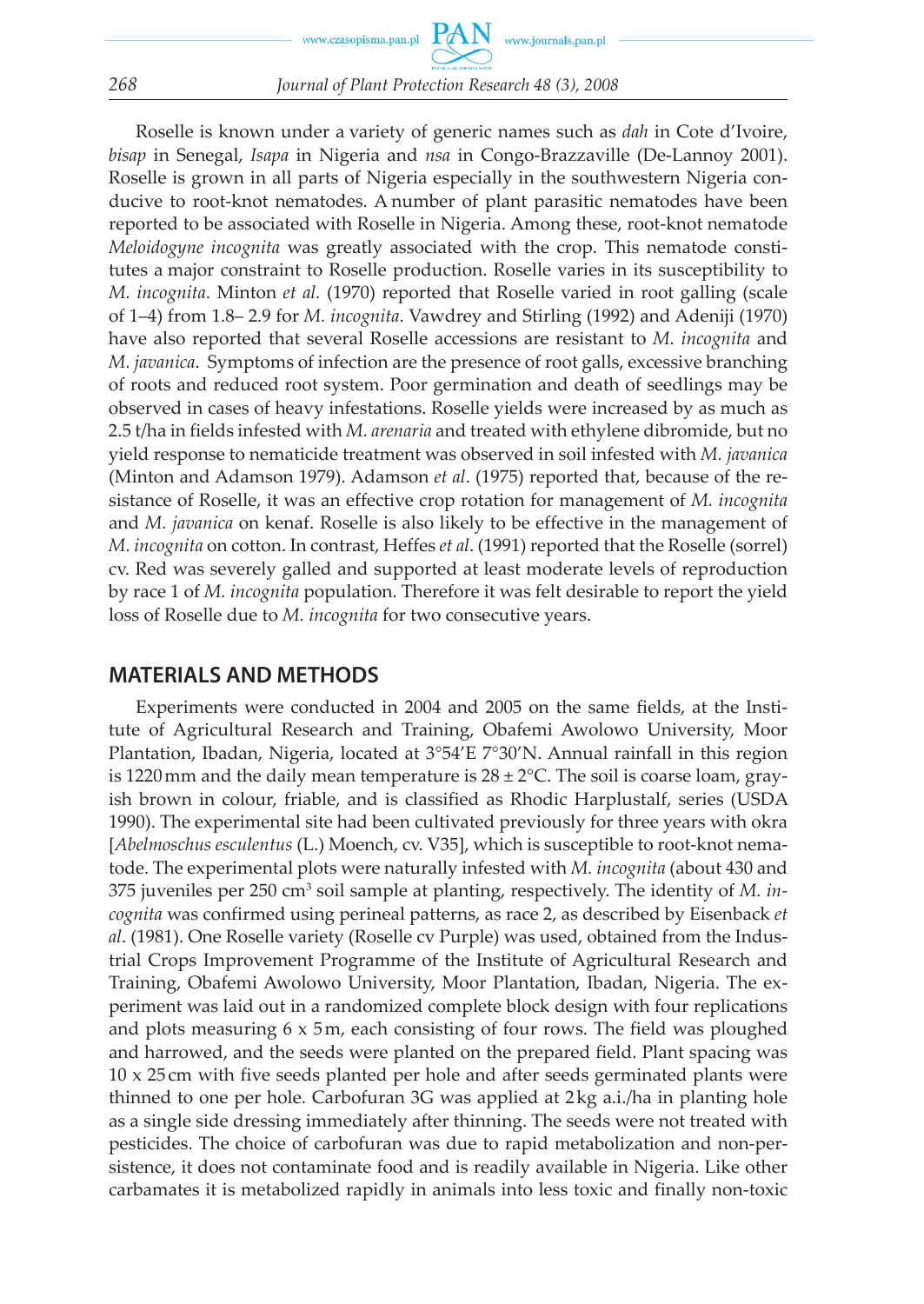Roselle is known under a variety of generic names such as *dah* in Cote d'Ivoire, *bisap* in Senegal, *Isapa* in Nigeria and *nsa* in Congo-Brazzaville (De-Lannoy 2001). Roselle is grown in all parts of Nigeria especially in the southwestern Nigeria conducive to root-knot nematodes. A number of plant parasitic nematodes have been reported to be associated with Roselle in Nigeria. Among these, root-knot nematode *Meloidogyne incognita* was greatly associated with the crop. This nematode constitutes a major constraint to Roselle production. Roselle varies in its susceptibility to *M. incognita*. Minton *et al.* (1970) reported that Roselle varied in root galling (scale of 1–4) from 1.8– 2.9 for *M. incognita*. Vawdrey and Stirling (1992) and Adeniji (1970) have also reported that several Roselle accessions are resistant to *M. incognita* and *M. javanica*. Symptoms of infection are the presence of root galls, excessive branching of roots and reduced root system. Poor germination and death of seedlings may be observed in cases of heavy infestations. Roselle yields were increased by as much as 2.5 t/ha in fields infested with *M. arenaria* and treated with ethylene dibromide, but no yield response to nematicide treatment was observed in soil infested with *M. javanica* (Minton and Adamson 1979). Adamson *et al*. (1975) reported that, because of the resistance of Roselle, it was an effective crop rotation for management of *M. incognita* and *M. javanica* on kenaf. Roselle is also likely to be effective in the management of *M. incognita* on cotton. In contrast, Heffes *et al*. (1991) reported that the Roselle (sorrel) cv. Red was severely galled and supported at least moderate levels of reproduction by race 1 of *M. incognita* population. Therefore it was felt desirable to report the yield loss of Roselle due to *M. incognita* for two consecutive years.

## MATERIALS AND METHODS

Experiments were conducted in 2004 and 2005 on the same fields, at the Institute of Agricultural Research and Training, Obafemi Awolowo University, Moor Plantation, Ibadan, Nigeria, located at 3°54'E 7°30'N. Annual rainfall in this region is 1220 mm and the daily mean temperature is 28 ± 2°C. The soil is coarse loam, grayish brown in colour, friable, and is classified as Rhodic Harplustalf, series (USDA 1990). The experimental site had been cultivated previously for three years with okra [*Abelmoschus esculentus* (L.) Moench, cv. V35], which is susceptible to root-knot nematode. The experimental plots were naturally infested with *M. incognita* (about 430 and 375 juveniles per 250 cm$^3$ soil sample at planting, respectively. The identity of *M. incognita* was confirmed using perineal patterns, as race 2, as described by Eisenback *et al*. (1981). One Roselle variety (Roselle cv Purple) was used, obtained from the Industrial Crops Improvement Programme of the Institute of Agricultural Research and Training, Obafemi Awolowo University, Moor Plantation, Ibadan, Nigeria. The experiment was laid out in a randomized complete block design with four replications and plots measuring 6 x 5 m, each consisting of four rows. The field was ploughed and harrowed, and the seeds were planted on the prepared field. Plant spacing was 10 x 25 cm with five seeds planted per hole and after seeds germinated plants were thinned to one per hole. Carbofuran 3G was applied at 2 kg a.i./ha in planting hole as a single side dressing immediately after thinning. The seeds were not treated with pesticides. The choice of carbofuran was due to rapid metabolization and non-persistence, it does not contaminate food and is readily available in Nigeria. Like other carbamates it is metabolized rapidly in animals into less toxic and finally non-toxic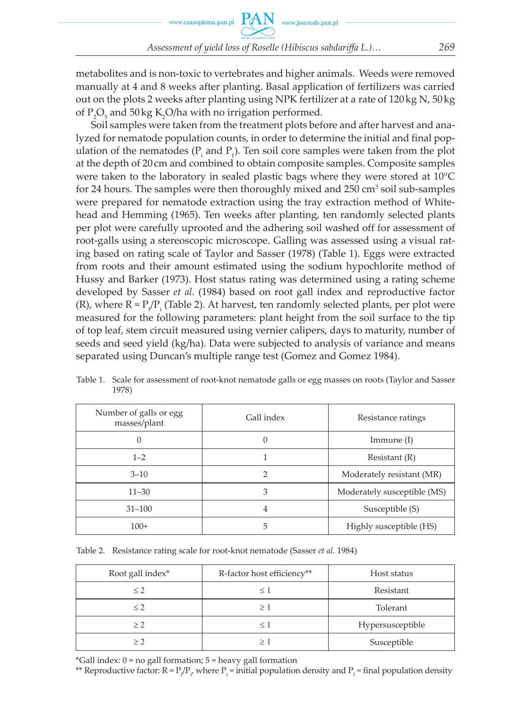metabolites and is non-toxic to vertebrates and higher animals. Weeds were removed manually at 4 and 8 weeks after planting. Basal application of fertilizers was carried out on the plots 2 weeks after planting using NPK fertilizer at a rate of 120 kg N, 50 kg of $P_2O_5$ and 50 kg $K_2O$/ha with no irrigation performed.

Soil samples were taken from the treatment plots before and after harvest and analyzed for nematode population counts, in order to determine the initial and final population of the nematodes ($P_i$ and $P_f$). Ten soil core samples were taken from the plot at the depth of 20 cm and combined to obtain composite samples. Composite samples were taken to the laboratory in sealed plastic bags where they were stored at 10°C for 24 hours. The samples were then thoroughly mixed and 250 $cm^3$ soil sub-samples were prepared for nematode extraction using the tray extraction method of Whitehead and Hemming (1965). Ten weeks after planting, ten randomly selected plants per plot were carefully uprooted and the adhering soil washed off for assessment of root-galls using a stereoscopic microscope. Galling was assessed using a visual rating based on rating scale of Taylor and Sasser (1978) (Table 1). Eggs were extracted from roots and their amount estimated using the sodium hypochlorite method of Hussy and Barker (1973). Host status rating was determined using a rating scheme developed by Sasser *et al*. (1984) based on root gall index and reproductive factor (R), where $R = P_f/P_i$ (Table 2). At harvest, ten randomly selected plants, per plot were measured for the following parameters: plant height from the soil surface to the tip of top leaf, stem circuit measured using vernier calipers, days to maturity, number of seeds and seed yield (kg/ha). Data were subjected to analysis of variance and means separated using Duncan's multiple range test (Gomez and Gomez 1984).

Table 1. Scale for assessment of root-knot nematode galls or egg masses on roots (Taylor and Sasser 1978)

| Number of galls or egg masses/plant | Gall index | Resistance ratings |
|---|---|---|
| 0 | 0 | Immune (I) |
| 1–2 | 1 | Resistant (R) |
| 3–10 | 2 | Moderately resistant (MR) |
| 11–30 | 3 | Moderately susceptible (MS) |
| 31–100 | 4 | Susceptible (S) |
| 100+ | 5 | Highly susceptible (HS) |

Table 2. Resistance rating scale for root-knot nematode (Sasser *et al*. 1984)

| Root gall index* | R-factor host efficiency** | Host status |
|---|---|---|
| ≤ 2 | ≤ 1 | Resistant |
| ≤ 2 | ≥ 1 | Tolerant |
| ≥ 2 | ≤ 1 | Hypersusceptible |
| ≥ 2 | ≥ 1 | Susceptible |

*Gall index: 0 = no gall formation; 5 = heavy gall formation

** Reproductive factor: $R = P_f/P_i$, where $P_i$ = initial population density and $P_f$ = final population density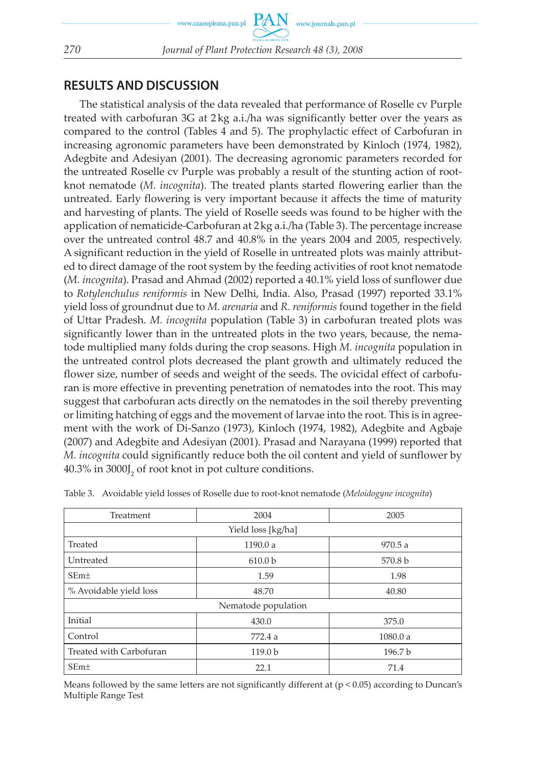## RESULTS AND DISCUSSION

The statistical analysis of the data revealed that performance of Roselle cv Purple treated with carbofuran 3G at 2 kg a.i./ha was significantly better over the years as compared to the control (Tables 4 and 5). The prophylactic effect of Carbofuran in increasing agronomic parameters have been demonstrated by Kinloch (1974, 1982), Adegbite and Adesiyan (2001). The decreasing agronomic parameters recorded for the untreated Roselle cv Purple was probably a result of the stunting action of root-knot nematode (*M. incognita*). The treated plants started flowering earlier than the untreated. Early flowering is very important because it affects the time of maturity and harvesting of plants. The yield of Roselle seeds was found to be higher with the application of nematicide-Carbofuran at 2 kg a.i./ha (Table 3). The percentage increase over the untreated control 48.7 and 40.8% in the years 2004 and 2005, respectively. A significant reduction in the yield of Roselle in untreated plots was mainly attributed to direct damage of the root system by the feeding activities of root knot nematode (*M. incognita*). Prasad and Ahmad (2002) reported a 40.1% yield loss of sunflower due to *Rotylenchulus reniformis* in New Delhi, India. Also, Prasad (1997) reported 33.1% yield loss of groundnut due to *M. arenaria* and *R. reniformis* found together in the field of Uttar Pradesh. *M. incognita* population (Table 3) in carbofuran treated plots was significantly lower than in the untreated plots in the two years, because, the nematode multiplied many folds during the crop seasons. High *M. incognita* population in the untreated control plots decreased the plant growth and ultimately reduced the flower size, number of seeds and weight of the seeds. The ovicidal effect of carbofuran is more effective in preventing penetration of nematodes into the root. This may suggest that carbofuran acts directly on the nematodes in the soil thereby preventing or limiting hatching of eggs and the movement of larvae into the root. This is in agreement with the work of Di-Sanzo (1973), Kinloch (1974, 1982), Adegbite and Agbaje (2007) and Adegbite and Adesiyan (2001). Prasad and Narayana (1999) reported that *M. incognita* could significantly reduce both the oil content and yield of sunflower by 40.3% in 3000$J_2$ of root knot in pot culture conditions.

Table 3. Avoidable yield losses of Roselle due to root-knot nematode (*Meloidogyne incognita*)

| Treatment | 2004 | 2005 |
|---|---|---|
| Yield loss [kg/ha] | | |
| Treated | 1190.0 a | 970.5 a |
| Untreated | 610.0 b | 570.8 b |
| SEm± | 1.59 | 1.98 |
| % Avoidable yield loss | 48.70 | 40.80 |
| Nematode population | | |
| Initial | 430.0 | 375.0 |
| Control | 772.4 a | 1080.0 a |
| Treated with Carbofuran | 119.0 b | 196.7 b |
| SEm± | 22.1 | 71.4 |

Means followed by the same letters are not significantly different at ($p < 0.05$) according to Duncan's Multiple Range Test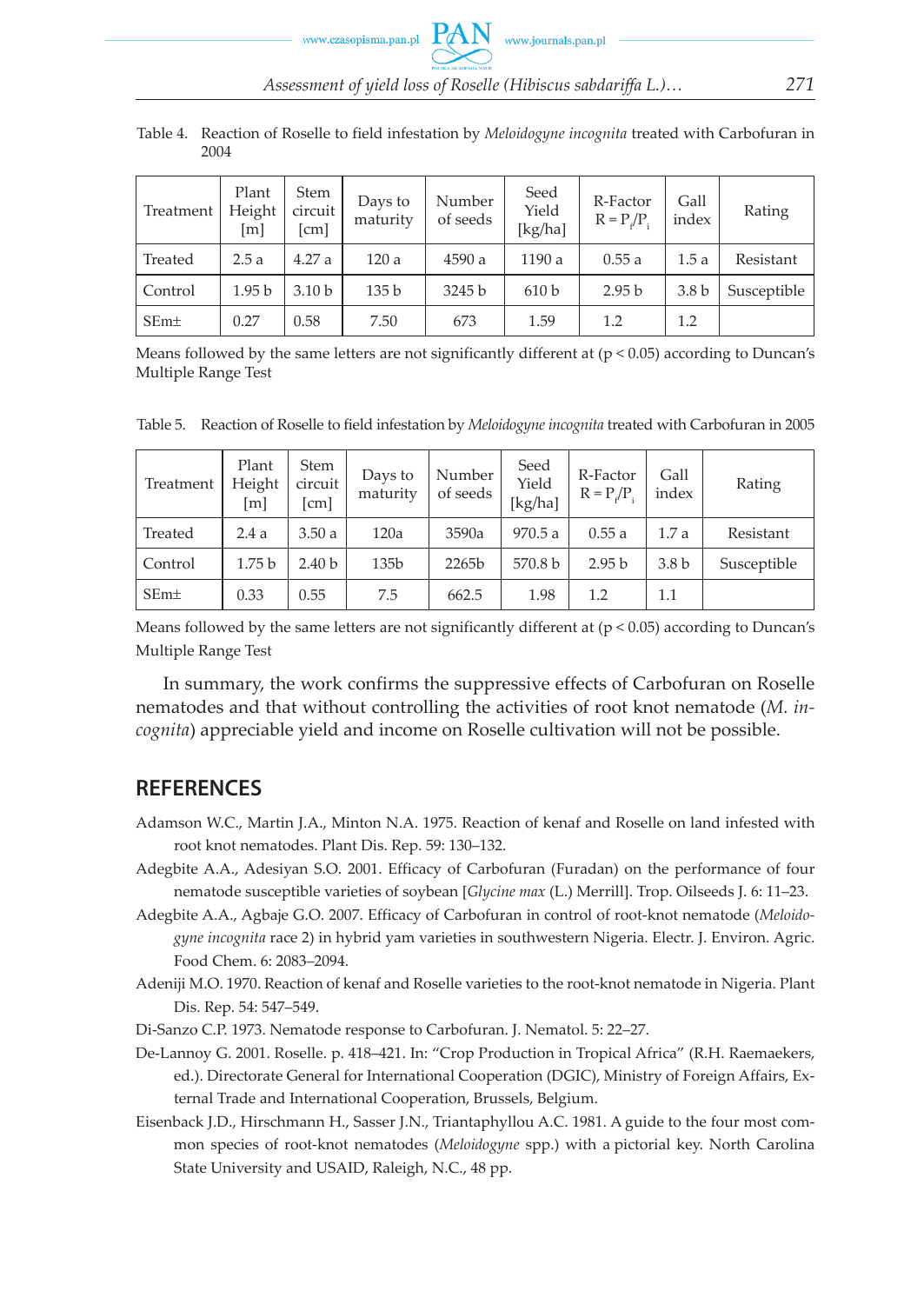Table 4. Reaction of Roselle to field infestation by *Meloidogyne incognita* treated with Carbofuran in 2004

| Treatment | Plant Height [m] | Stem circuit [cm] | Days to maturity | Number of seeds | Seed Yield [kg/ha] | R-Factor $R = P_f/P_i$ | Gall index | Rating |
|---|---|---|---|---|---|---|---|---|
| Treated | 2.5 a | 4.27 a | 120 a | 4590 a | 1190 a | 0.55 a | 1.5 a | Resistant |
| Control | 1.95 b | 3.10 b | 135 b | 3245 b | 610 b | 2.95 b | 3.8 b | Susceptible |
| SEm± | 0.27 | 0.58 | 7.50 | 673 | 1.59 | 1.2 | 1.2 | |

Means followed by the same letters are not significantly different at ($p < 0.05$) according to Duncan's Multiple Range Test

Table 5. Reaction of Roselle to field infestation by *Meloidogyne incognita* treated with Carbofuran in 2005

| Treatment | Plant Height [m] | Stem circuit [cm] | Days to maturity | Number of seeds | Seed Yield [kg/ha] | R-Factor $R = P_f/P_i$ | Gall index | Rating |
|---|---|---|---|---|---|---|---|---|
| Treated | 2.4 a | 3.50 a | 120a | 3590a | 970.5 a | 0.55 a | 1.7 a | Resistant |
| Control | 1.75 b | 2.40 b | 135b | 2265b | 570.8 b | 2.95 b | 3.8 b | Susceptible |
| SEm± | 0.33 | 0.55 | 7.5 | 662.5 | 1.98 | 1.2 | 1.1 | |

Means followed by the same letters are not significantly different at ($p < 0.05$) according to Duncan's Multiple Range Test

In summary, the work confirms the suppressive effects of Carbofuran on Roselle nematodes and that without controlling the activities of root knot nematode (*M. incognita*) appreciable yield and income on Roselle cultivation will not be possible.

## REFERENCES

Adamson W.C., Martin J.A., Minton N.A. 1975. Reaction of kenaf and Roselle on land infested with root knot nematodes. Plant Dis. Rep. 59: 130–132.

Adegbite A.A., Adesiyan S.O. 2001. Efficacy of Carbofuran (Furadan) on the performance of four nematode susceptible varieties of soybean [*Glycine max* (L.) Merrill]. Trop. Oilseeds J. 6: 11–23.

Adegbite A.A., Agbaje G.O. 2007. Efficacy of Carbofuran in control of root-knot nematode (*Meloidogyne incognita* race 2) in hybrid yam varieties in southwestern Nigeria. Electr. J. Environ. Agric. Food Chem. 6: 2083–2094.

Adeniji M.O. 1970. Reaction of kenaf and Roselle varieties to the root-knot nematode in Nigeria. Plant Dis. Rep. 54: 547–549.

Di-Sanzo C.P. 1973. Nematode response to Carbofuran. J. Nematol. 5: 22–27.

De-Lannoy G. 2001. Roselle. p. 418–421. In: "Crop Production in Tropical Africa" (R.H. Raemaekers, ed.). Directorate General for International Cooperation (DGIC), Ministry of Foreign Affairs, External Trade and International Cooperation, Brussels, Belgium.

Eisenback J.D., Hirschmann H., Sasser J.N., Triantaphyllou A.C. 1981. A guide to the four most common species of root-knot nematodes (*Meloidogyne* spp.) with a pictorial key. North Carolina State University and USAID, Raleigh, N.C., 48 pp.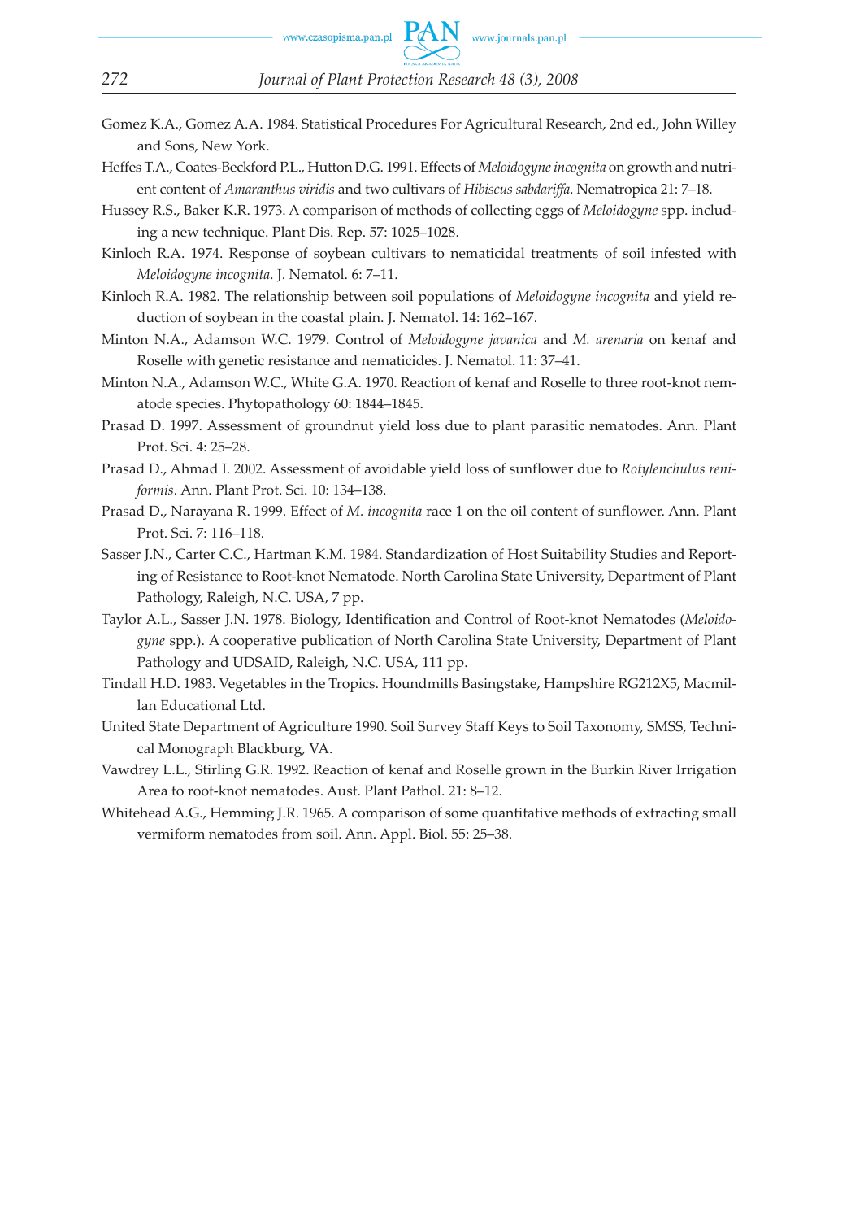Gomez K.A., Gomez A.A. 1984. Statistical Procedures For Agricultural Research, 2nd ed., John Willey and Sons, New York.

Heffes T.A., Coates-Beckford P.L., Hutton D.G. 1991. Effects of *Meloidogyne incognita* on growth and nutrient content of *Amaranthus viridis* and two cultivars of *Hibiscus sabdariffa*. Nematropica 21: 7–18.

Hussey R.S., Baker K.R. 1973. A comparison of methods of collecting eggs of *Meloidogyne* spp. including a new technique. Plant Dis. Rep. 57: 1025–1028.

Kinloch R.A. 1974. Response of soybean cultivars to nematicidal treatments of soil infested with *Meloidogyne incognita*. J. Nematol. 6: 7–11.

Kinloch R.A. 1982. The relationship between soil populations of *Meloidogyne incognita* and yield reduction of soybean in the coastal plain. J. Nematol. 14: 162–167.

Minton N.A., Adamson W.C. 1979. Control of *Meloidogyne javanica* and *M. arenaria* on kenaf and Roselle with genetic resistance and nematicides. J. Nematol. 11: 37–41.

Minton N.A., Adamson W.C., White G.A. 1970. Reaction of kenaf and Roselle to three root-knot nematode species. Phytopathology 60: 1844–1845.

Prasad D. 1997. Assessment of groundnut yield loss due to plant parasitic nematodes. Ann. Plant Prot. Sci. 4: 25–28.

Prasad D., Ahmad I. 2002. Assessment of avoidable yield loss of sunflower due to *Rotylenchulus reniformis*. Ann. Plant Prot. Sci. 10: 134–138.

Prasad D., Narayana R. 1999. Effect of *M. incognita* race 1 on the oil content of sunflower. Ann. Plant Prot. Sci. 7: 116–118.

Sasser J.N., Carter C.C., Hartman K.M. 1984. Standardization of Host Suitability Studies and Reporting of Resistance to Root-knot Nematode. North Carolina State University, Department of Plant Pathology, Raleigh, N.C. USA, 7 pp.

Taylor A.L., Sasser J.N. 1978. Biology, Identification and Control of Root-knot Nematodes (*Meloidogyne* spp.). A cooperative publication of North Carolina State University, Department of Plant Pathology and UDSAID, Raleigh, N.C. USA, 111 pp.

Tindall H.D. 1983. Vegetables in the Tropics. Houndmills Basingstake, Hampshire RG212X5, Macmillan Educational Ltd.

United State Department of Agriculture 1990. Soil Survey Staff Keys to Soil Taxonomy, SMSS, Technical Monograph Blackburg, VA.

Vawdrey L.L., Stirling G.R. 1992. Reaction of kenaf and Roselle grown in the Burkin River Irrigation Area to root-knot nematodes. Aust. Plant Pathol. 21: 8–12.

Whitehead A.G., Hemming J.R. 1965. A comparison of some quantitative methods of extracting small vermiform nematodes from soil. Ann. Appl. Biol. 55: 25–38.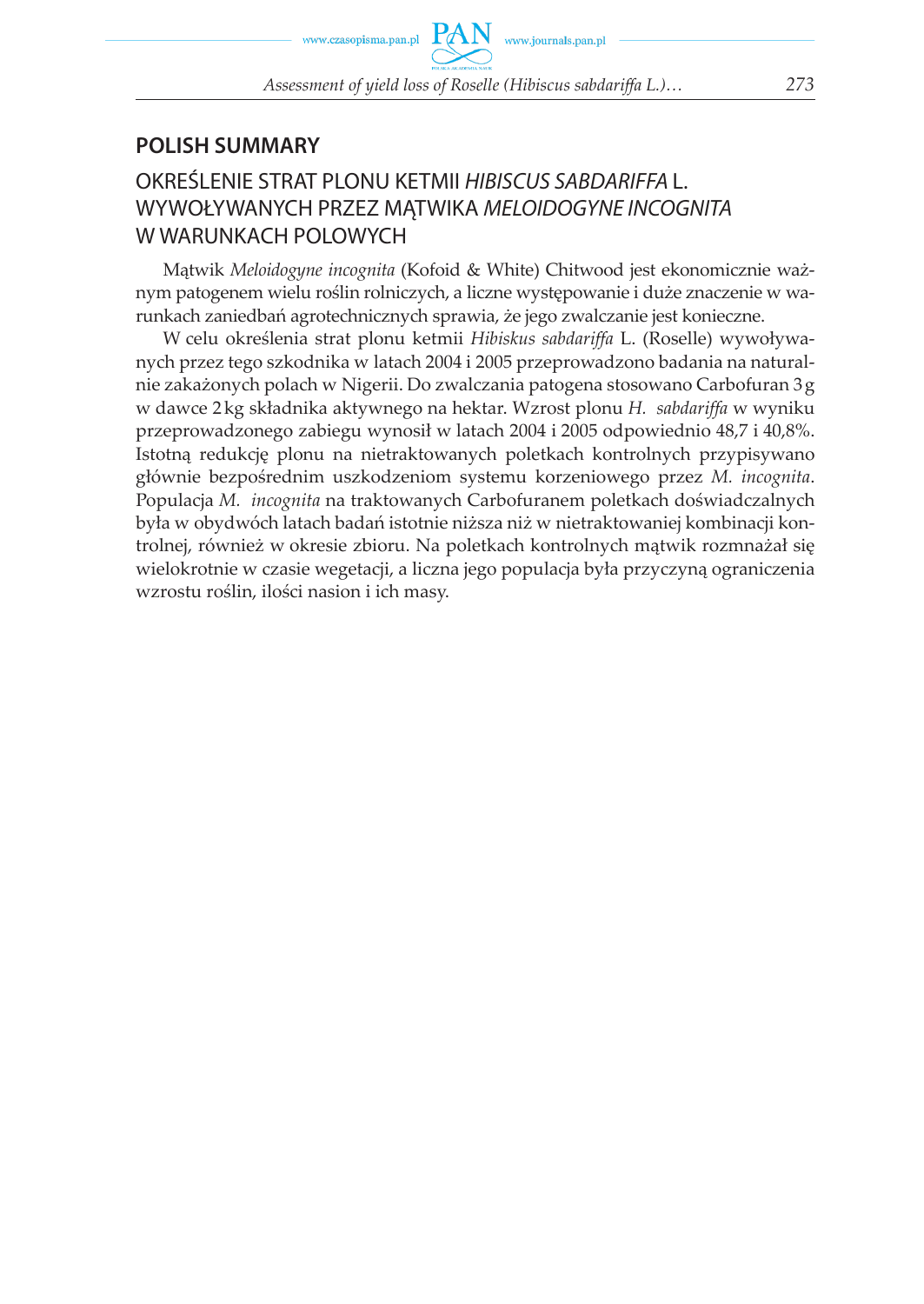## POLISH SUMMARY

### OKREŚLENIE STRAT PLONU KETMII *HIBISCUS SABDARIFFA* L. WYWOŁYWANYCH PRZEZ MĄTWIKA *MELOIDOGYNE INCOGNITA* W WARUNKACH POLOWYCH

Mątwik *Meloidogyne incognita* (Kofoid & White) Chitwood jest ekonomicznie ważnym patogenem wielu roślin rolniczych, a liczne występowanie i duże znaczenie w warunkach zaniedbań agrotechnicznych sprawia, że jego zwalczanie jest konieczne.

W celu określenia strat plonu ketmii *Hibiskus sabdariffa* L. (Roselle) wywoływanych przez tego szkodnika w latach 2004 i 2005 przeprowadzono badania na naturalnie zakażonych polach w Nigerii. Do zwalczania patogena stosowano Carbofuran 3 g w dawce 2 kg składnika aktywnego na hektar. Wzrost plonu *H. sabdariffa* w wyniku przeprowadzonego zabiegu wynosił w latach 2004 i 2005 odpowiednio 48,7 i 40,8%. Istotną redukcję plonu na nietraktowanych poletkach kontrolnych przypisywano głównie bezpośrednim uszkodzeniom systemu korzeniowego przez *M. incognita*. Populacja *M. incognita* na traktowanych Carbofuranem poletkach doświadczalnych była w obydwóch latach badań istotnie niższa niż w nietraktowaniej kombinacji kontrolnej, również w okresie zbioru. Na poletkach kontrolnych mątwik rozmnażał się wielokrotnie w czasie wegetacji, a liczna jego populacja była przyczyną ograniczenia wzrostu roślin, ilości nasion i ich masy.